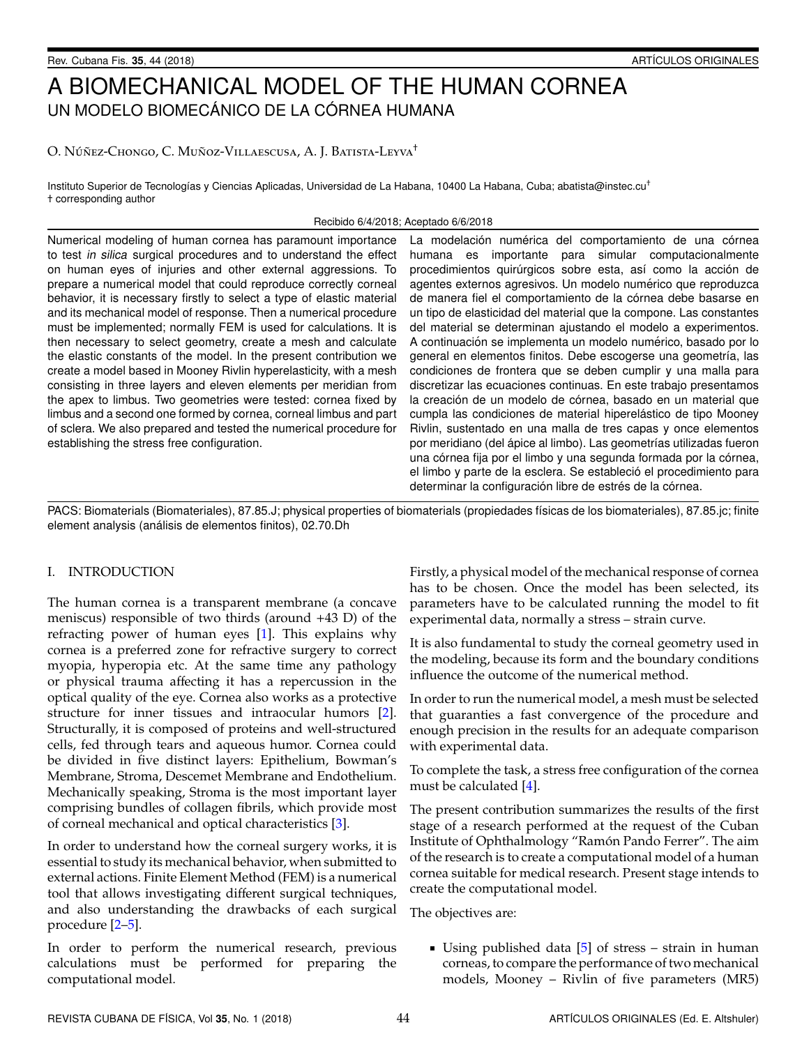# A BIOMECHANICAL MODEL OF THE HUMAN CORNEA

## UN MODELO BIOMECÁNICO DE LA CÓRNEA HUMANA

O. Núñez-Chongo, C. Muñoz-Villaescusa, A. J. Batista-Leyva[†]

Instituto Superior de Tecnologías y Ciencias Aplicadas, Universidad de La Habana, 10400 La Habana, Cuba; abatista@instec.cu[†]
† corresponding author

Recibido 6/4/2018; Aceptado 6/6/2018

Numerical modeling of human cornea has paramount importance to test *in silica* surgical procedures and to understand the effect on human eyes of injuries and other external aggressions. To prepare a numerical model that could reproduce correctly corneal behavior, it is necessary firstly to select a type of elastic material and its mechanical model of response. Then a numerical procedure must be implemented; normally FEM is used for calculations. It is then necessary to select geometry, create a mesh and calculate the elastic constants of the model. In the present contribution we create a model based in Mooney Rivlin hyperelasticity, with a mesh consisting in three layers and eleven elements per meridian from the apex to limbus. Two geometries were tested: cornea fixed by limbus and a second one formed by cornea, corneal limbus and part of sclera. We also prepared and tested the numerical procedure for establishing the stress free configuration.

La modelación numérica del comportamiento de una córnea humana es importante para simular computacionalmente procedimientos quirúrgicos sobre esta, así como la acción de agentes externos agresivos. Un modelo numérico que reproduzca de manera fiel el comportamiento de la córnea debe basarse en un tipo de elasticidad del material que la compone. Las constantes del material se determinan ajustando el modelo a experimentos. A continuación se implementa un modelo numérico, basado por lo general en elementos finitos. Debe escogerse una geometría, las condiciones de frontera que se deben cumplir y una malla para discretizar las ecuaciones continuas. En este trabajo presentamos la creación de un modelo de córnea, basado en un material que cumpla las condiciones de material hiperelástico de tipo Mooney Rivlin, sustentado en una malla de tres capas y once elementos por meridiano (del ápice al limbo). Las geometrías utilizadas fueron una córnea fija por el limbo y una segunda formada por la córnea, el limbo y parte de la esclera. Se estableció el procedimiento para determinar la configuración libre de estrés de la córnea.

PACS: Biomaterials (Biomateriales), 87.85.J; physical properties of biomaterials (propiedades físicas de los biomateriales), 87.85.jc; finite element analysis (análisis de elementos finitos), 02.70.Dh

## I. INTRODUCTION

The human cornea is a transparent membrane (a concave meniscus) responsible of two thirds (around +43 D) of the refracting power of human eyes [1]. This explains why cornea is a preferred zone for refractive surgery to correct myopia, hyperopia etc. At the same time any pathology or physical trauma affecting it has a repercussion in the optical quality of the eye. Cornea also works as a protective structure for inner tissues and intraocular humors [2]. Structurally, it is composed of proteins and well-structured cells, fed through tears and aqueous humor. Cornea could be divided in five distinct layers: Epithelium, Bowman's Membrane, Stroma, Descemet Membrane and Endothelium. Mechanically speaking, Stroma is the most important layer comprising bundles of collagen fibrils, which provide most of corneal mechanical and optical characteristics [3].

In order to understand how the corneal surgery works, it is essential to study its mechanical behavior, when submitted to external actions. Finite Element Method (FEM) is a numerical tool that allows investigating different surgical techniques, and also understanding the drawbacks of each surgical procedure [2–5].

In order to perform the numerical research, previous calculations must be performed for preparing the computational model.

Firstly, a physical model of the mechanical response of cornea has to be chosen. Once the model has been selected, its parameters have to be calculated running the model to fit experimental data, normally a stress – strain curve.

It is also fundamental to study the corneal geometry used in the modeling, because its form and the boundary conditions influence the outcome of the numerical method.

In order to run the numerical model, a mesh must be selected that guaranties a fast convergence of the procedure and enough precision in the results for an adequate comparison with experimental data.

To complete the task, a stress free configuration of the cornea must be calculated [4].

The present contribution summarizes the results of the first stage of a research performed at the request of the Cuban Institute of Ophthalmology "Ramón Pando Ferrer". The aim of the research is to create a computational model of a human cornea suitable for medical research. Present stage intends to create the computational model.

The objectives are:

- Using published data [5] of stress – strain in human corneas, to compare the performance of two mechanical models, Mooney – Rivlin of five parameters (MR5)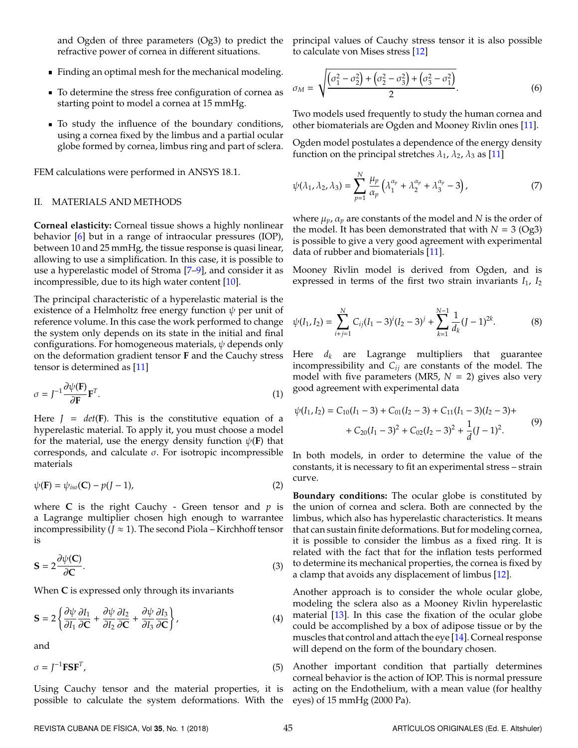and Ogden of three parameters (Og3) to predict the refractive power of cornea in different situations.

- Finding an optimal mesh for the mechanical modeling.
- To determine the stress free configuration of cornea as starting point to model a cornea at 15 mmHg.
- To study the influence of the boundary conditions, using a cornea fixed by the limbus and a partial ocular globe formed by cornea, limbus ring and part of sclera.

FEM calculations were performed in ANSYS 18.1.

## II. MATERIALS AND METHODS

**Corneal elasticity:** Corneal tissue shows a highly nonlinear behavior [6] but in a range of intraocular pressures (IOP), between 10 and 25 mmHg, the tissue response is quasi linear, allowing to use a simplification. In this case, it is possible to use a hyperelastic model of Stroma [7–9], and consider it as incompressible, due to its high water content [10].

The principal characteristic of a hyperelastic material is the existence of a Helmholtz free energy function $\psi$ per unit of reference volume. In this case the work performed to change the system only depends on its state in the initial and final configurations. For homogeneous materials, $\psi$ depends only on the deformation gradient tensor $\mathbf{F}$ and the Cauchy stress tensor is determined as [11]

$$\sigma = J^{-1}\frac{\partial\psi(\mathbf{F})}{\partial\mathbf{F}}\mathbf{F}^{T}. \tag{1}$$

Here $J = det(\mathbf{F})$. This is the constitutive equation of a hyperelastic material. To apply it, you must choose a model for the material, use the energy density function $\psi(\mathbf{F})$ that corresponds, and calculate $\sigma$. For isotropic incompressible materials

$$\psi(\mathbf{F}) = \psi_{iso}(\mathbf{C}) - p(J-1), \tag{2}$$

where $\mathbf{C}$ is the right Cauchy - Green tensor and $p$ is a Lagrange multiplier chosen high enough to warrantee incompressibility ($J \approx 1$). The second Piola – Kirchhoff tensor is

$$\mathbf{S} = 2\frac{\partial\psi(\mathbf{C})}{\partial\mathbf{C}}. \tag{3}$$

When $\mathbf{C}$ is expressed only through its invariants

$$\mathbf{S} = 2\left\{\frac{\partial\psi}{\partial I_1}\frac{\partial I_1}{\partial\mathbf{C}} + \frac{\partial\psi}{\partial I_2}\frac{\partial I_2}{\partial\mathbf{C}} + \frac{\partial\psi}{\partial I_3}\frac{\partial I_3}{\partial\mathbf{C}}\right\}, \tag{4}$$

and

$$\sigma = J^{-1}\mathbf{F}\mathbf{S}\mathbf{F}^{T}, \tag{5}$$

Using Cauchy tensor and the material properties, it is possible to calculate the system deformations. With the principal values of Cauchy stress tensor it is also possible to calculate von Mises stress [12]

$$\sigma_M = \sqrt{\frac{\left(\sigma_1^2 - \sigma_2^2\right) + \left(\sigma_2^2 - \sigma_3^2\right) + \left(\sigma_3^2 - \sigma_1^2\right)}{2}}. \tag{6}$$

Two models used frequently to study the human cornea and other biomaterials are Ogden and Mooney Rivlin ones [11].

Ogden model postulates a dependence of the energy density function on the principal stretches $\lambda_1$, $\lambda_2$, $\lambda_3$ as [11]

$$\psi(\lambda_1, \lambda_2, \lambda_3) = \sum_{p=1}^{N}\frac{\mu_p}{\alpha_p}\left(\lambda_1^{\alpha_p} + \lambda_2^{\alpha_p} + \lambda_3^{\alpha_p} - 3\right), \tag{7}$$

where $\mu_p$, $\alpha_p$ are constants of the model and $N$ is the order of the model. It has been demonstrated that with $N = 3$ (Og3) is possible to give a very good agreement with experimental data of rubber and biomaterials [11].

Mooney Rivlin model is derived from Ogden, and is expressed in terms of the first two strain invariants $I_1$, $I_2$

$$\psi(I_1, I_2) = \sum_{i+j=1}^{N} C_{ij}(I_1-3)^i(I_2-3)^j + \sum_{k=1}^{N-1}\frac{1}{d_k}(J-1)^{2k}. \tag{8}$$

Here $d_k$ are Lagrange multipliers that guarantee incompressibility and $C_{ij}$ are constants of the model. The model with five parameters (MR5, $N = 2$) gives also very good agreement with experimental data

$$\begin{aligned}\psi(I_1, I_2) = C_{10}(I_1-3) + C_{01}(I_2-3) + C_{11}(I_1-3)(I_2-3) + \\ + C_{20}(I_1-3)^2 + C_{02}(I_2-3)^2 + \frac{1}{d}(J-1)^2.\end{aligned} \tag{9}$$

In both models, in order to determine the value of the constants, it is necessary to fit an experimental stress – strain curve.

**Boundary conditions:** The ocular globe is constituted by the union of cornea and sclera. Both are connected by the limbus, which also has hyperelastic characteristics. It means that can sustain finite deformations. But for modeling cornea, it is possible to consider the limbus as a fixed ring. It is related with the fact that for the inflation tests performed to determine its mechanical properties, the cornea is fixed by a clamp that avoids any displacement of limbus [12].

Another approach is to consider the whole ocular globe, modeling the sclera also as a Mooney Rivlin hyperelastic material [13]. In this case the fixation of the ocular globe could be accomplished by a box of adipose tissue or by the muscles that control and attach the eye [14]. Corneal response will depend on the form of the boundary chosen.

Another important condition that partially determines corneal behavior is the action of IOP. This is normal pressure acting on the Endothelium, with a mean value (for healthy eyes) of 15 mmHg (2000 Pa).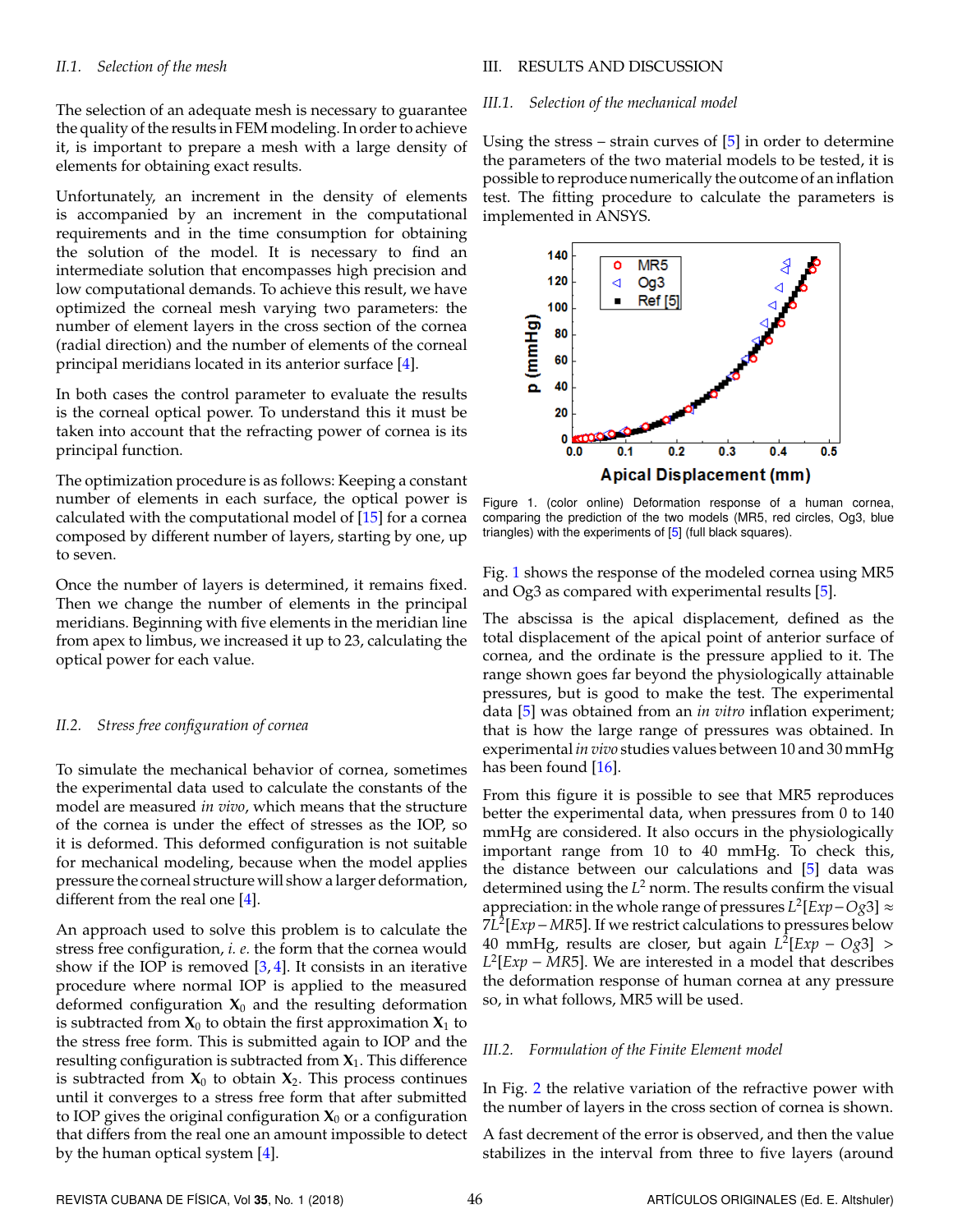### II.1. Selection of the mesh

The selection of an adequate mesh is necessary to guarantee the quality of the results in FEM modeling. In order to achieve it, is important to prepare a mesh with a large density of elements for obtaining exact results.

Unfortunately, an increment in the density of elements is accompanied by an increment in the computational requirements and in the time consumption for obtaining the solution of the model. It is necessary to find an intermediate solution that encompasses high precision and low computational demands. To achieve this result, we have optimized the corneal mesh varying two parameters: the number of element layers in the cross section of the cornea (radial direction) and the number of elements of the corneal principal meridians located in its anterior surface [4].

In both cases the control parameter to evaluate the results is the corneal optical power. To understand this it must be taken into account that the refracting power of cornea is its principal function.

The optimization procedure is as follows: Keeping a constant number of elements in each surface, the optical power is calculated with the computational model of [15] for a cornea composed by different number of layers, starting by one, up to seven.

Once the number of layers is determined, it remains fixed. Then we change the number of elements in the principal meridians. Beginning with five elements in the meridian line from apex to limbus, we increased it up to 23, calculating the optical power for each value.

### II.2. Stress free configuration of cornea

To simulate the mechanical behavior of cornea, sometimes the experimental data used to calculate the constants of the model are measured *in vivo*, which means that the structure of the cornea is under the effect of stresses as the IOP, so it is deformed. This deformed configuration is not suitable for mechanical modeling, because when the model applies pressure the corneal structure will show a larger deformation, different from the real one [4].

An approach used to solve this problem is to calculate the stress free configuration, *i. e.* the form that the cornea would show if the IOP is removed [3, 4]. It consists in an iterative procedure where normal IOP is applied to the measured deformed configuration $\mathbf{X}_0$ and the resulting deformation is subtracted from $\mathbf{X}_0$ to obtain the first approximation $\mathbf{X}_1$ to the stress free form. This is submitted again to IOP and the resulting configuration is subtracted from $\mathbf{X}_1$. This difference is subtracted from $\mathbf{X}_0$ to obtain $\mathbf{X}_2$. This process continues until it converges to a stress free form that after submitted to IOP gives the original configuration $\mathbf{X}_0$ or a configuration that differs from the real one an amount impossible to detect by the human optical system [4].

## III. RESULTS AND DISCUSSION

### III.1. Selection of the mechanical model

Using the stress – strain curves of [5] in order to determine the parameters of the two material models to be tested, it is possible to reproduce numerically the outcome of an inflation test. The fitting procedure to calculate the parameters is implemented in ANSYS.

Figure 1. (color online) Deformation response of a human cornea, comparing the prediction of the two models (MR5, red circles, Og3, blue triangles) with the experiments of [5] (full black squares).

Fig. 1 shows the response of the modeled cornea using MR5 and Og3 as compared with experimental results [5].

The abscissa is the apical displacement, defined as the total displacement of the apical point of anterior surface of cornea, and the ordinate is the pressure applied to it. The range shown goes far beyond the physiologically attainable pressures, but is good to make the test. The experimental data [5] was obtained from an *in vitro* inflation experiment; that is how the large range of pressures was obtained. In experimental *in vivo* studies values between 10 and 30 mmHg has been found [16].

From this figure it is possible to see that MR5 reproduces better the experimental data, when pressures from 0 to 140 mmHg are considered. It also occurs in the physiologically important range from 10 to 40 mmHg. To check this, the distance between our calculations and [5] data was determined using the $L^2$ norm. The results confirm the visual appreciation: in the whole range of pressures $L^2[Exp-Og3] \approx 7L^2[Exp-MR5]$. If we restrict calculations to pressures below 40 mmHg, results are closer, but again $L^2[Exp-Og3] > L^2[Exp-MR5]$. We are interested in a model that describes the deformation response of human cornea at any pressure so, in what follows, MR5 will be used.

### III.2. Formulation of the Finite Element model

In Fig. 2 the relative variation of the refractive power with the number of layers in the cross section of cornea is shown.

A fast decrement of the error is observed, and then the value stabilizes in the interval from three to five layers (around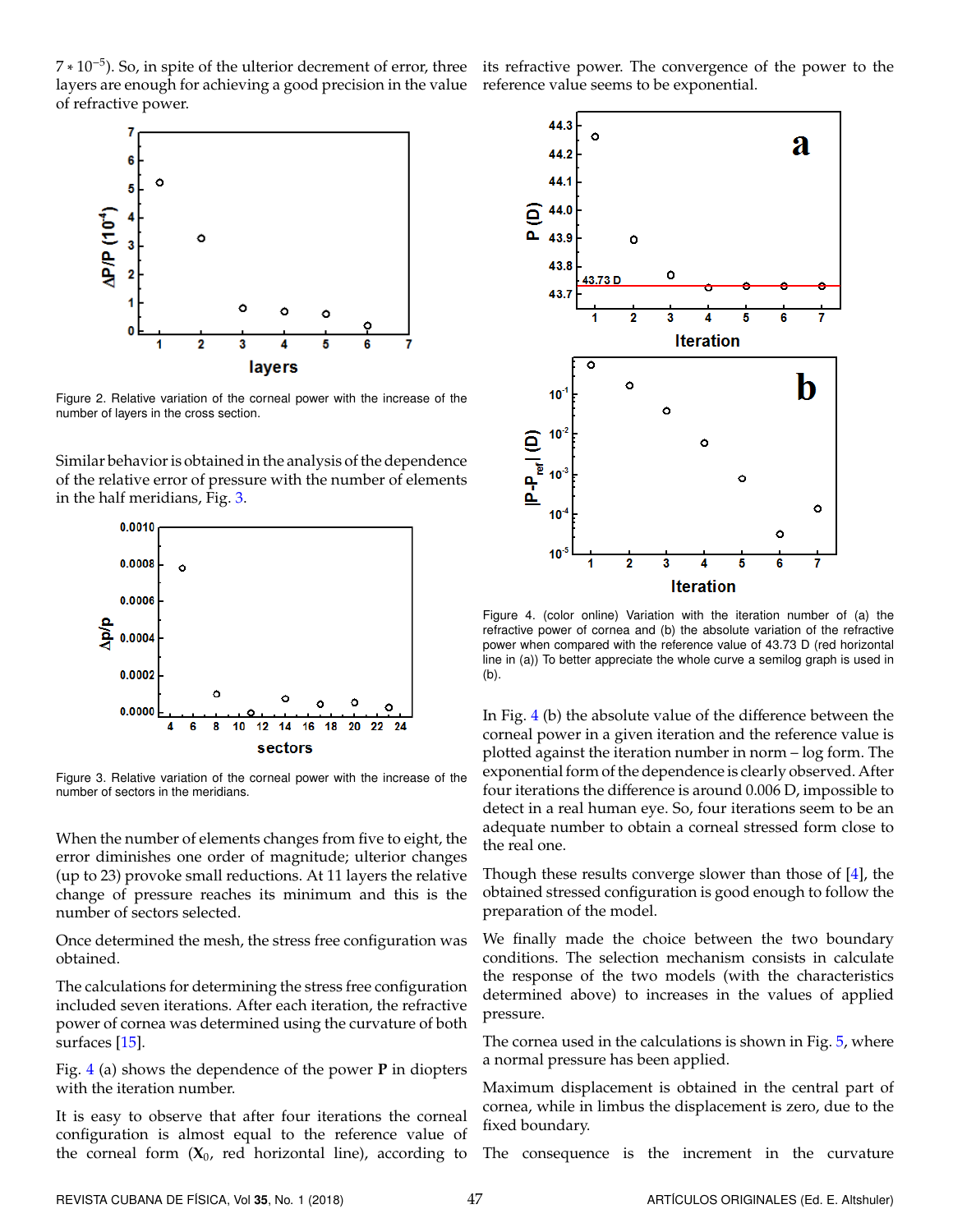$7 * 10^{-5}$). So, in spite of the ulterior decrement of error, three layers are enough for achieving a good precision in the value of refractive power.

Figure 2. Relative variation of the corneal power with the increase of the number of layers in the cross section.

Similar behavior is obtained in the analysis of the dependence of the relative error of pressure with the number of elements in the half meridians, Fig. 3.

Figure 3. Relative variation of the corneal power with the increase of the number of sectors in the meridians.

When the number of elements changes from five to eight, the error diminishes one order of magnitude; ulterior changes (up to 23) provoke small reductions. At 11 layers the relative change of pressure reaches its minimum and this is the number of sectors selected.

Once determined the mesh, the stress free configuration was obtained.

The calculations for determining the stress free configuration included seven iterations. After each iteration, the refractive power of cornea was determined using the curvature of both surfaces [15].

Fig. 4 (a) shows the dependence of the power **P** in diopters with the iteration number.

It is easy to observe that after four iterations the corneal configuration is almost equal to the reference value of the corneal form ($\mathbf{X}_0$, red horizontal line), according to its refractive power. The convergence of the power to the reference value seems to be exponential.

Figure 4. (color online) Variation with the iteration number of (a) the refractive power of cornea and (b) the absolute variation of the refractive power when compared with the reference value of 43.73 D (red horizontal line in (a)) To better appreciate the whole curve a semilog graph is used in (b).

In Fig. 4 (b) the absolute value of the difference between the corneal power in a given iteration and the reference value is plotted against the iteration number in norm – log form. The exponential form of the dependence is clearly observed. After four iterations the difference is around 0.006 D, impossible to detect in a real human eye. So, four iterations seem to be an adequate number to obtain a corneal stressed form close to the real one.

Though these results converge slower than those of [4], the obtained stressed configuration is good enough to follow the preparation of the model.

We finally made the choice between the two boundary conditions. The selection mechanism consists in calculate the response of the two models (with the characteristics determined above) to increases in the values of applied pressure.

The cornea used in the calculations is shown in Fig. 5, where a normal pressure has been applied.

Maximum displacement is obtained in the central part of cornea, while in limbus the displacement is zero, due to the fixed boundary.

The consequence is the increment in the curvature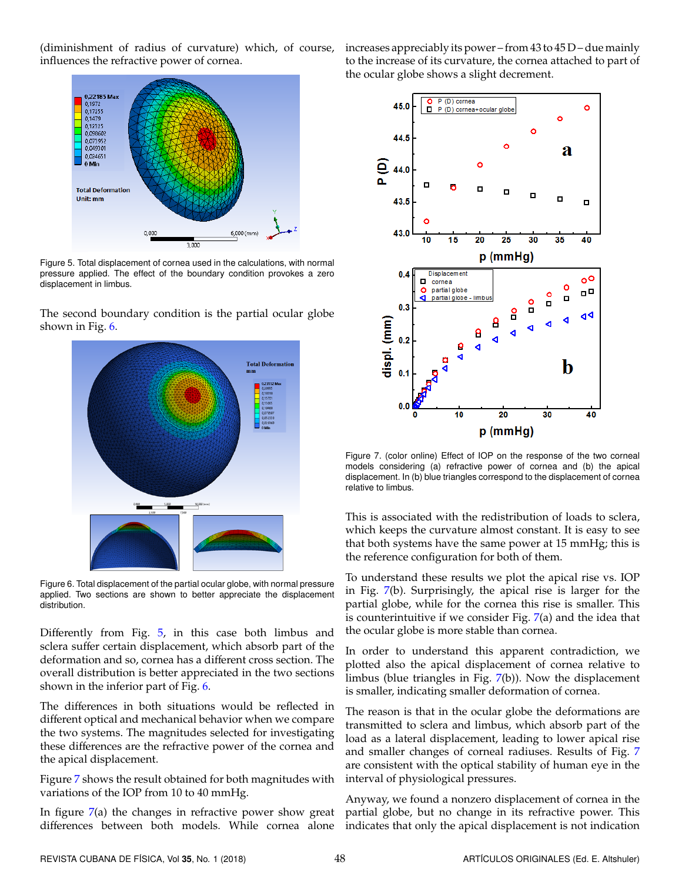(diminishment of radius of curvature) which, of course, influences the refractive power of cornea.

Figure 5. Total displacement of cornea used in the calculations, with normal pressure applied. The effect of the boundary condition provokes a zero displacement in limbus.

The second boundary condition is the partial ocular globe shown in Fig. 6.

Figure 6. Total displacement of the partial ocular globe, with normal pressure applied. Two sections are shown to better appreciate the displacement distribution.

Differently from Fig. 5, in this case both limbus and sclera suffer certain displacement, which absorb part of the deformation and so, cornea has a different cross section. The overall distribution is better appreciated in the two sections shown in the inferior part of Fig. 6.

The differences in both situations would be reflected in different optical and mechanical behavior when we compare the two systems. The magnitudes selected for investigating these differences are the refractive power of the cornea and the apical displacement.

Figure 7 shows the result obtained for both magnitudes with variations of the IOP from 10 to 40 mmHg.

In figure 7(a) the changes in refractive power show great differences between both models. While cornea alone increases appreciably its power – from 43 to 45 D – due mainly to the increase of its curvature, the cornea attached to part of the ocular globe shows a slight decrement.

Figure 7. (color online) Effect of IOP on the response of the two corneal models considering (a) refractive power of cornea and (b) the apical displacement. In (b) blue triangles correspond to the displacement of cornea relative to limbus.

This is associated with the redistribution of loads to sclera, which keeps the curvature almost constant. It is easy to see that both systems have the same power at 15 mmHg; this is the reference configuration for both of them.

To understand these results we plot the apical rise vs. IOP in Fig. 7(b). Surprisingly, the apical rise is larger for the partial globe, while for the cornea this rise is smaller. This is counterintuitive if we consider Fig. 7(a) and the idea that the ocular globe is more stable than cornea.

In order to understand this apparent contradiction, we plotted also the apical displacement of cornea relative to limbus (blue triangles in Fig. 7(b)). Now the displacement is smaller, indicating smaller deformation of cornea.

The reason is that in the ocular globe the deformations are transmitted to sclera and limbus, which absorb part of the load as a lateral displacement, leading to lower apical rise and smaller changes of corneal radiuses. Results of Fig. 7 are consistent with the optical stability of human eye in the interval of physiological pressures.

Anyway, we found a nonzero displacement of cornea in the partial globe, but no change in its refractive power. This indicates that only the apical displacement is not indication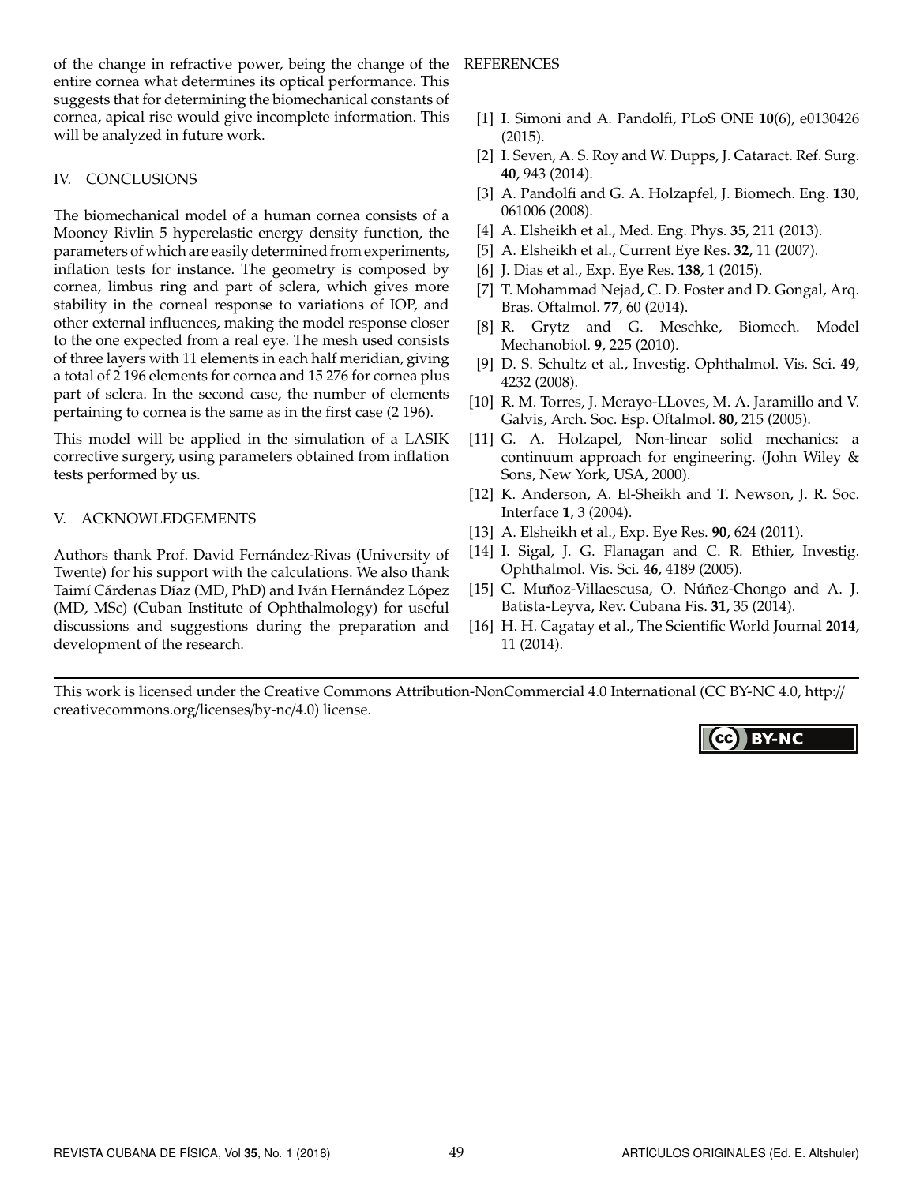of the change in refractive power, being the change of the entire cornea what determines its optical performance. This suggests that for determining the biomechanical constants of cornea, apical rise would give incomplete information. This will be analyzed in future work.

## IV. CONCLUSIONS

The biomechanical model of a human cornea consists of a Mooney Rivlin 5 hyperelastic energy density function, the parameters of which are easily determined from experiments, inflation tests for instance. The geometry is composed by cornea, limbus ring and part of sclera, which gives more stability in the corneal response to variations of IOP, and other external influences, making the model response closer to the one expected from a real eye. The mesh used consists of three layers with 11 elements in each half meridian, giving a total of 2 196 elements for cornea and 15 276 for cornea plus part of sclera. In the second case, the number of elements pertaining to cornea is the same as in the first case (2 196).

This model will be applied in the simulation of a LASIK corrective surgery, using parameters obtained from inflation tests performed by us.

## V. ACKNOWLEDGEMENTS

Authors thank Prof. David Fernández-Rivas (University of Twente) for his support with the calculations. We also thank Taimí Cárdenas Díaz (MD, PhD) and Iván Hernández López (MD, MSc) (Cuban Institute of Ophthalmology) for useful discussions and suggestions during the preparation and development of the research.

## REFERENCES

[1] I. Simoni and A. Pandolfi, PLoS ONE **10**(6), e0130426 (2015).

[2] I. Seven, A. S. Roy and W. Dupps, J. Cataract. Ref. Surg. **40**, 943 (2014).

[3] A. Pandolfi and G. A. Holzapfel, J. Biomech. Eng. **130**, 061006 (2008).

[4] A. Elsheikh et al., Med. Eng. Phys. **35**, 211 (2013).

[5] A. Elsheikh et al., Current Eye Res. **32**, 11 (2007).

[6] J. Dias et al., Exp. Eye Res. **138**, 1 (2015).

[7] T. Mohammad Nejad, C. D. Foster and D. Gongal, Arq. Bras. Oftalmol. **77**, 60 (2014).

[8] R. Grytz and G. Meschke, Biomech. Model Mechanobiol. **9**, 225 (2010).

[9] D. S. Schultz et al., Investig. Ophthalmol. Vis. Sci. **49**, 4232 (2008).

[10] R. M. Torres, J. Merayo-LLoves, M. A. Jaramillo and V. Galvis, Arch. Soc. Esp. Oftalmol. **80**, 215 (2005).

[11] G. A. Holzapel, Non-linear solid mechanics: a continuum approach for engineering. (John Wiley & Sons, New York, USA, 2000).

[12] K. Anderson, A. El-Sheikh and T. Newson, J. R. Soc. Interface **1**, 3 (2004).

[13] A. Elsheikh et al., Exp. Eye Res. **90**, 624 (2011).

[14] I. Sigal, J. G. Flanagan and C. R. Ethier, Investig. Ophthalmol. Vis. Sci. **46**, 4189 (2005).

[15] C. Muñoz-Villaescusa, O. Núñez-Chongo and A. J. Batista-Leyva, Rev. Cubana Fis. **31**, 35 (2014).

[16] H. H. Cagatay et al., The Scientific World Journal **2014**, 11 (2014).

---

This work is licensed under the Creative Commons Attribution-NonCommercial 4.0 International (CC BY-NC 4.0, http://creativecommons.org/licenses/by-nc/4.0) license.